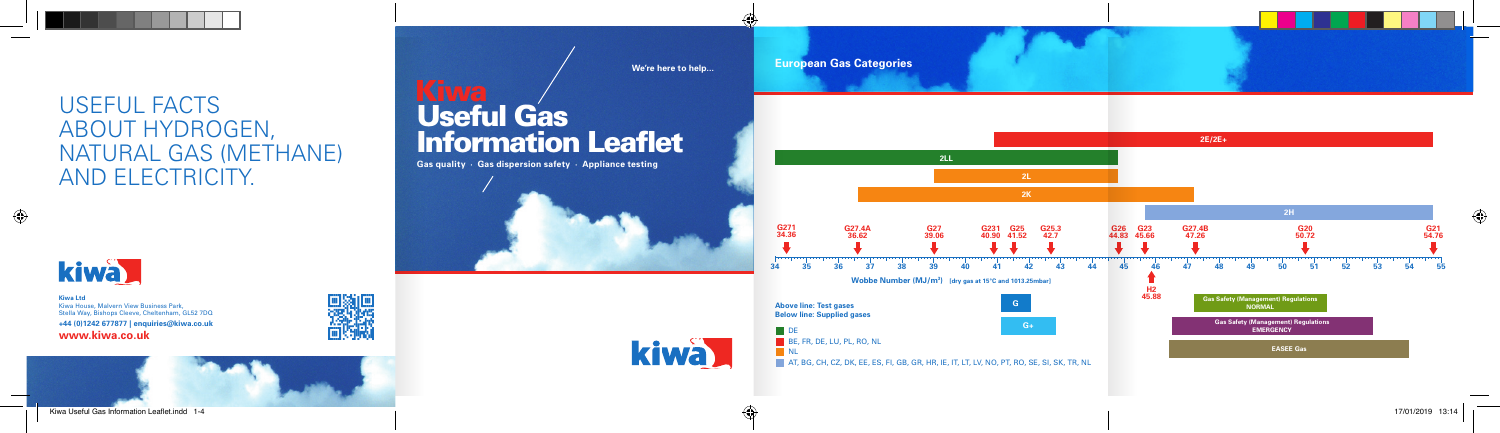# USEFUL FACTS ABOUT HYDROGEN, NATURAL GAS (METHANE) AND ELECTRICITY.

**Kiwa Ltd**
Kiwa House, Malvern View Business Park, Stella Way, Bishops Cleeve, Cheltenham, GL52 7DQ
**+44 (0)1242 677877 | enquiries@kiwa.co.uk**
**www.kiwa.co.uk**

We're here to help...

# Kiwa Useful Gas Information Leaflet

Gas quality · Gas dispersion safety · Appliance testing

## European Gas Categories

2E/2E+

2LL

2L

2K

2H

| Test gas | Wobbe Number |
|---|---|
| G271 | 34.36 |
| G27.4A | 36.62 |
| G27 | 39.06 |
| G231 | 40.90 |
| G25 | 41.52 |
| G25.3 | 42.7 |
| G26 | 44.83 |
| G23 | 45.66 |
| H2 | 45.88 |
| G27.4B | 47.26 |
| G20 | 50.72 |
| G21 | 54.76 |

34 35 36 37 38 39 40 41 42 43 44 45 46 47 48 49 50 51 52 53 54 55

Wobbe Number (MJ/m³) [dry gas at 15°C and 1013.25mbar]

**Above line: Test gases**
**Below line: Supplied gases**

G

G+

Gas Safety (Management) Regulations NORMAL

Gas Safety (Management) Regulations EMERGENCY

EASEE Gas

- DE
- BE, FR, DE, LU, PL, RO, NL
- NL
- AT, BG, CH, CZ, DK, EE, ES, FI, GB, GR, HR, IE, IT, LT, LV, NO, PT, RO, SE, SI, SK, TR, NL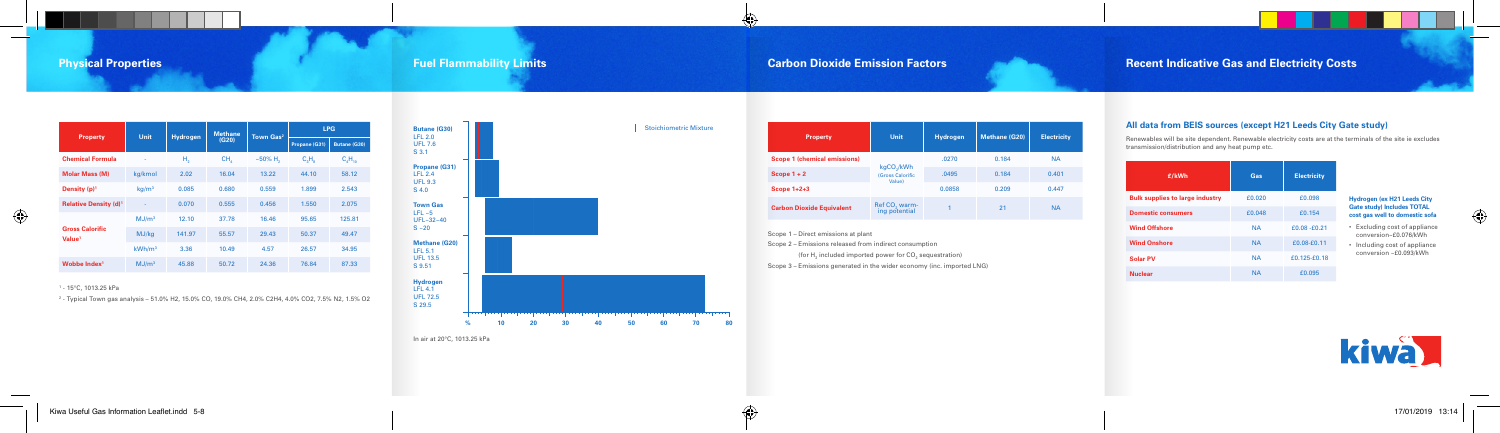## Physical Properties

| Property | Unit | Hydrogen | Methane (G20) | Town Gas[2] | LPG | |
|---|---|---|---|---|---|---|
| | | | | | Propane (G31) | Butane (G30) |
| Chemical Formula | - | $H_2$ | $CH_4$ | ~50% $H_2$ | $C_3H_8$ | $C_4H_{10}$ |
| Molar Mass (M) | kg/kmol | 2.02 | 16.04 | 13.22 | 44.10 | 58.12 |
| Density (ρ)[1] | kg/m³ | 0.085 | 0.680 | 0.559 | 1.899 | 2.543 |
| Relative Density (d)[1] | - | 0.070 | 0.555 | 0.456 | 1.550 | 2.075 |
| Gross Calorific Value[1] | MJ/m³ | 12.10 | 37.78 | 16.46 | 95.65 | 125.81 |
| | MJ/kg | 141.97 | 55.57 | 29.43 | 50.37 | 49.47 |
| | kWh/m³ | 3.36 | 10.49 | 4.57 | 26.57 | 34.95 |
| Wobbe Index[1] | MJ/m³ | 45.86 | 50.72 | 24.36 | 76.84 | 87.33 |

[1] - 15°C, 1013.25 kPa

[2] - Typical Town gas analysis – 51.0% H2, 15.0% CO, 19.0% CH4, 2.0% C2H4, 4.0% CO2, 7.5% N2, 1.5% O2

## Fuel Flammability Limits

Stoichiometric Mixture

**Butane (G30)**
LFL 2.0
UFL 7.6
S 3.1

**Propane (G31)**
LFL 2.4
UFL 9.3
S 4.0

**Town Gas**
LFL ~5
UFL ~32–40
S ~20

**Methane (G20)**
LFL 5.1
UFL 13.5
S 9.51

**Hydrogen**
LFL 4.1
UFL 72.5
S 29.5

% 10 20 30 40 50 60 70 80

In air at 20°C, 1013.25 kPa

## Carbon Dioxide Emission Factors

| Property | Unit | Hydrogen | Methane (G20) | Electricity |
|---|---|---|---|---|
| Scope 1 (chemical emissions) | $kgCO_2$/kWh (Gross Calorific Value) | .0270 | 0.184 | NA |
| Scope 1 + 2 | | .0495 | 0.184 | 0.401 |
| Scope 1+2+3 | | 0.0858 | 0.209 | 0.447 |
| Carbon Dioxide Equivalent | Ref $CO_2$ warming potential | 1 | 21 | NA |

Scope 1 – Direct emissions at plant

Scope 2 – Emissions released from indirect consumption

(for $H_2$ included imported power for $CO_2$ sequestration)

Scope 3 – Emissions generated in the wider economy (inc. imported LNG)

## Recent Indicative Gas and Electricity Costs

### All data from BEIS sources (except H21 Leeds City Gate study)

Renewables will be site dependent. Renewable electricity costs are at the terminals of the site ie excludes transmission/distribution and any heat pump etc.

| £/kWh | Gas | Electricity |
|---|---|---|
| Bulk supplies to large industry | £0.020 | £0.098 |
| Domestic consumers | £0.048 | £0.154 |
| Wind Offshore | NA | £0.08 -£0.21 |
| Wind Onshore | NA | £0.08-£0.11 |
| Solar PV | NA | £0.125-£0.18 |
| Nuclear | NA | £0.095 |

**Hydrogen (ex H21 Leeds City Gate study) Includes TOTAL cost gas well to domestic sofa**

- Excluding cost of appliance conversion–£0.076/kWh
- Including cost of appliance conversion ~£0.093/kWh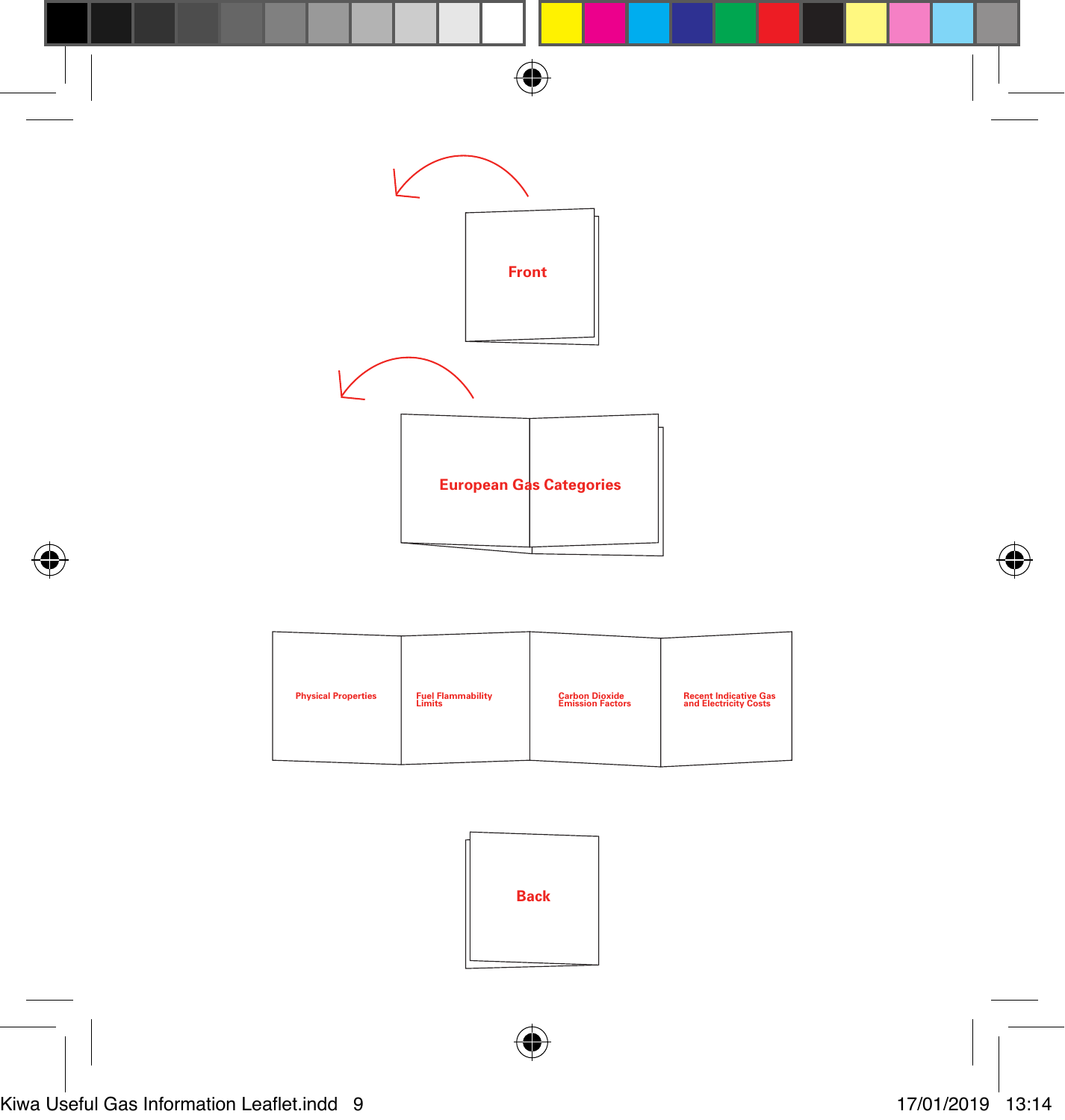Front

European Gas Categories

Physical Properties

Fuel Flammability Limits

Carbon Dioxide Emission Factors

Recent Indicative Gas and Electricity Costs

Back